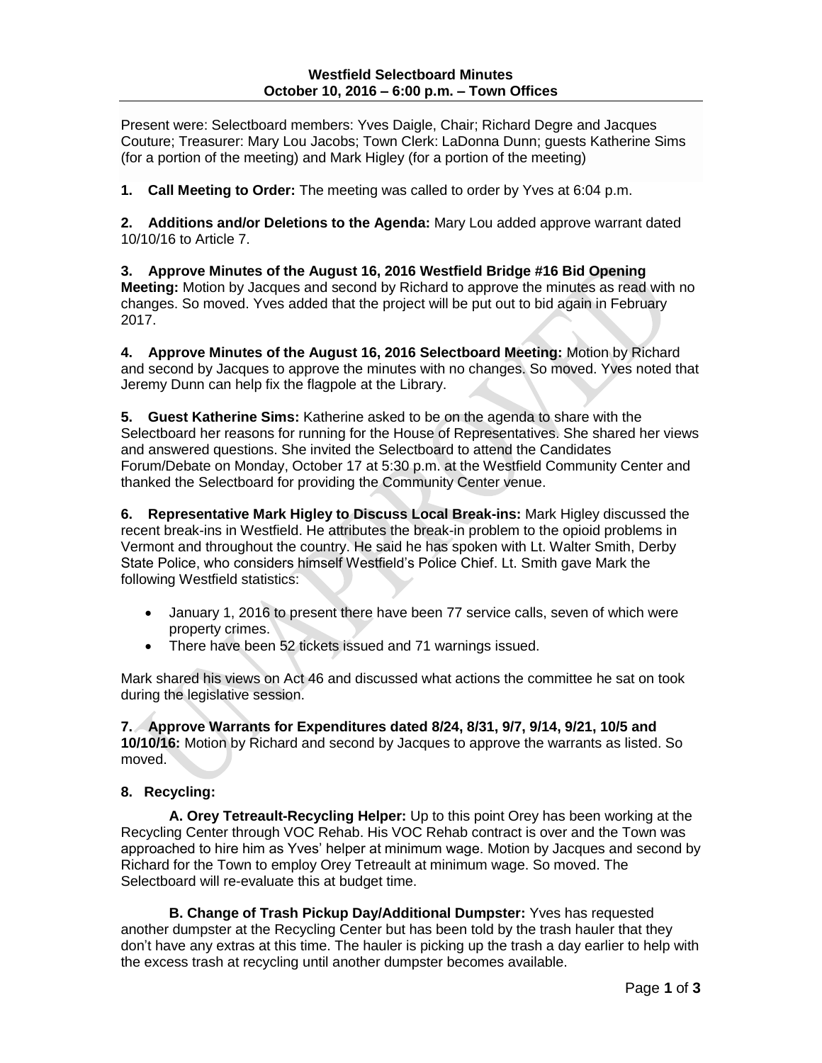# Westfield Selectboard Minutes
## October 10, 2016 – 6:00 p.m. – Town Offices

Present were: Selectboard members: Yves Daigle, Chair; Richard Degre and Jacques Couture; Treasurer: Mary Lou Jacobs; Town Clerk: LaDonna Dunn; guests Katherine Sims (for a portion of the meeting) and Mark Higley (for a portion of the meeting)

**1. Call Meeting to Order:** The meeting was called to order by Yves at 6:04 p.m.

**2. Additions and/or Deletions to the Agenda:** Mary Lou added approve warrant dated 10/10/16 to Article 7.

**3. Approve Minutes of the August 16, 2016 Westfield Bridge #16 Bid Opening Meeting:** Motion by Jacques and second by Richard to approve the minutes as read with no changes. So moved. Yves added that the project will be put out to bid again in February 2017.

**4. Approve Minutes of the August 16, 2016 Selectboard Meeting:** Motion by Richard and second by Jacques to approve the minutes with no changes. So moved. Yves noted that Jeremy Dunn can help fix the flagpole at the Library.

**5. Guest Katherine Sims:** Katherine asked to be on the agenda to share with the Selectboard her reasons for running for the House of Representatives. She shared her views and answered questions. She invited the Selectboard to attend the Candidates Forum/Debate on Monday, October 17 at 5:30 p.m. at the Westfield Community Center and thanked the Selectboard for providing the Community Center venue.

**6. Representative Mark Higley to Discuss Local Break-ins:** Mark Higley discussed the recent break-ins in Westfield. He attributes the break-in problem to the opioid problems in Vermont and throughout the country. He said he has spoken with Lt. Walter Smith, Derby State Police, who considers himself Westfield's Police Chief. Lt. Smith gave Mark the following Westfield statistics:

- January 1, 2016 to present there have been 77 service calls, seven of which were property crimes.
- There have been 52 tickets issued and 71 warnings issued.

Mark shared his views on Act 46 and discussed what actions the committee he sat on took during the legislative session.

**7. Approve Warrants for Expenditures dated 8/24, 8/31, 9/7, 9/14, 9/21, 10/5 and 10/10/16:** Motion by Richard and second by Jacques to approve the warrants as listed. So moved.

**8. Recycling:**

**A. Orey Tetreault-Recycling Helper:** Up to this point Orey has been working at the Recycling Center through VOC Rehab. His VOC Rehab contract is over and the Town was approached to hire him as Yves' helper at minimum wage. Motion by Jacques and second by Richard for the Town to employ Orey Tetreault at minimum wage. So moved. The Selectboard will re-evaluate this at budget time.

**B. Change of Trash Pickup Day/Additional Dumpster:** Yves has requested another dumpster at the Recycling Center but has been told by the trash hauler that they don't have any extras at this time. The hauler is picking up the trash a day earlier to help with the excess trash at recycling until another dumpster becomes available.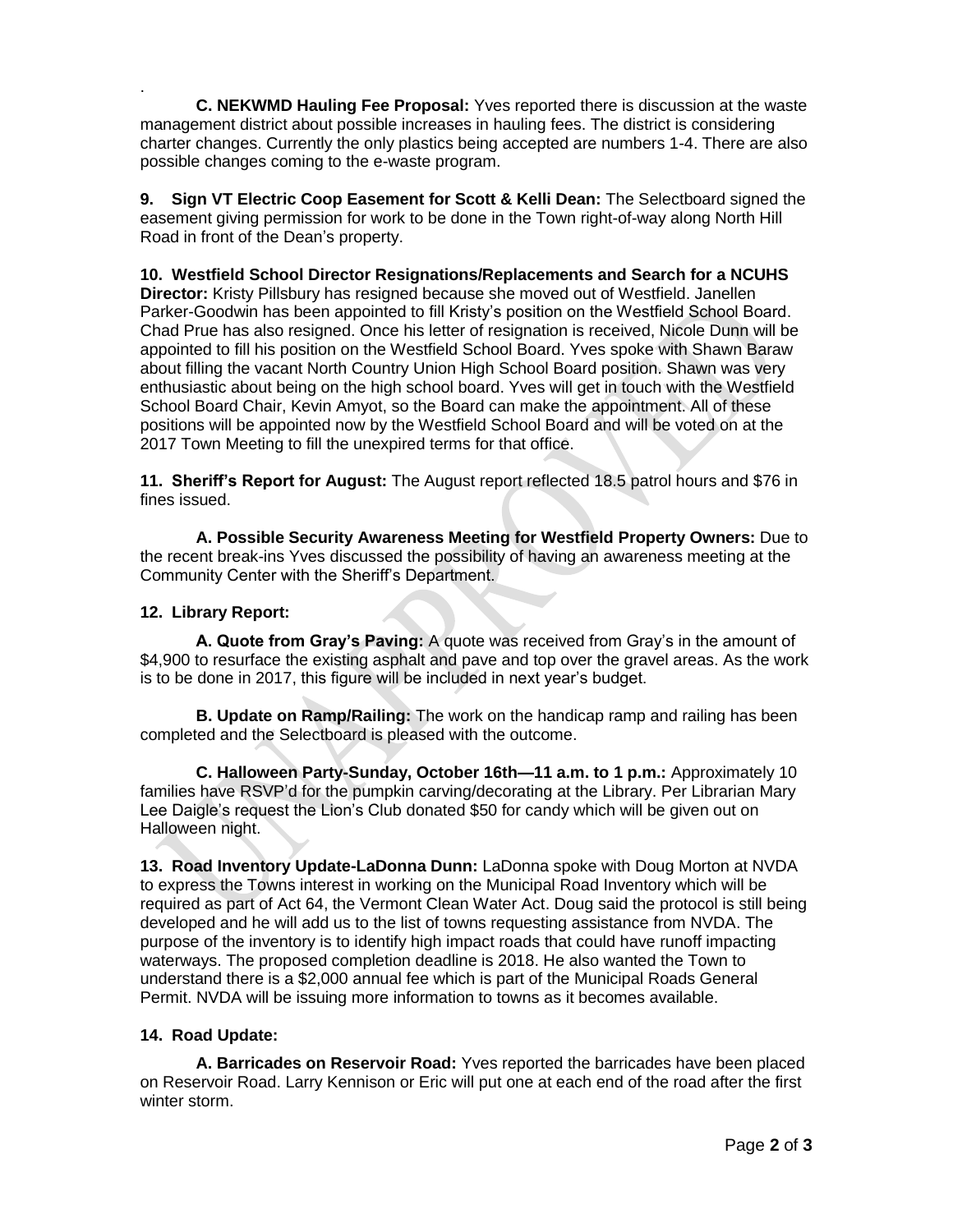.

**C. NEKWMD Hauling Fee Proposal:** Yves reported there is discussion at the waste management district about possible increases in hauling fees. The district is considering charter changes. Currently the only plastics being accepted are numbers 1-4. There are also possible changes coming to the e-waste program.

**9. Sign VT Electric Coop Easement for Scott & Kelli Dean:** The Selectboard signed the easement giving permission for work to be done in the Town right-of-way along North Hill Road in front of the Dean's property.

**10. Westfield School Director Resignations/Replacements and Search for a NCUHS Director:** Kristy Pillsbury has resigned because she moved out of Westfield. Janellen Parker-Goodwin has been appointed to fill Kristy's position on the Westfield School Board. Chad Prue has also resigned. Once his letter of resignation is received, Nicole Dunn will be appointed to fill his position on the Westfield School Board. Yves spoke with Shawn Baraw about filling the vacant North Country Union High School Board position. Shawn was very enthusiastic about being on the high school board. Yves will get in touch with the Westfield School Board Chair, Kevin Amyot, so the Board can make the appointment. All of these positions will be appointed now by the Westfield School Board and will be voted on at the 2017 Town Meeting to fill the unexpired terms for that office.

**11. Sheriff's Report for August:** The August report reflected 18.5 patrol hours and $76 in fines issued.

**A. Possible Security Awareness Meeting for Westfield Property Owners:** Due to the recent break-ins Yves discussed the possibility of having an awareness meeting at the Community Center with the Sheriff's Department.

**12. Library Report:**

**A. Quote from Gray's Paving:** A quote was received from Gray's in the amount of $4,900 to resurface the existing asphalt and pave and top over the gravel areas. As the work is to be done in 2017, this figure will be included in next year's budget.

**B. Update on Ramp/Railing:** The work on the handicap ramp and railing has been completed and the Selectboard is pleased with the outcome.

**C. Halloween Party-Sunday, October 16th—11 a.m. to 1 p.m.:** Approximately 10 families have RSVP'd for the pumpkin carving/decorating at the Library. Per Librarian Mary Lee Daigle's request the Lion's Club donated $50 for candy which will be given out on Halloween night.

**13. Road Inventory Update-LaDonna Dunn:** LaDonna spoke with Doug Morton at NVDA to express the Towns interest in working on the Municipal Road Inventory which will be required as part of Act 64, the Vermont Clean Water Act. Doug said the protocol is still being developed and he will add us to the list of towns requesting assistance from NVDA. The purpose of the inventory is to identify high impact roads that could have runoff impacting waterways. The proposed completion deadline is 2018. He also wanted the Town to understand there is a $2,000 annual fee which is part of the Municipal Roads General Permit. NVDA will be issuing more information to towns as it becomes available.

**14. Road Update:**

**A. Barricades on Reservoir Road:** Yves reported the barricades have been placed on Reservoir Road. Larry Kennison or Eric will put one at each end of the road after the first winter storm.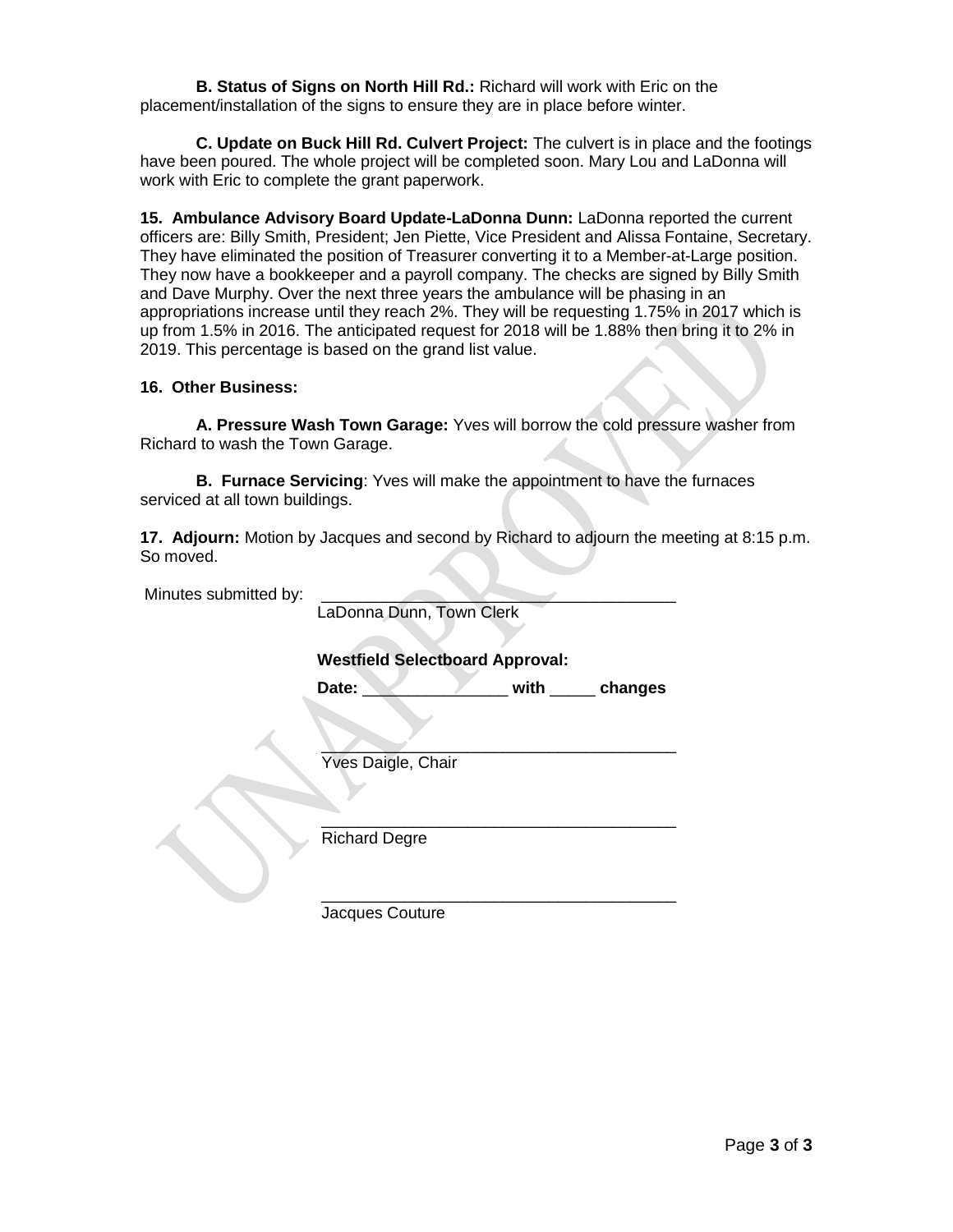**B. Status of Signs on North Hill Rd.:** Richard will work with Eric on the placement/installation of the signs to ensure they are in place before winter.

**C. Update on Buck Hill Rd. Culvert Project:** The culvert is in place and the footings have been poured. The whole project will be completed soon. Mary Lou and LaDonna will work with Eric to complete the grant paperwork.

**15. Ambulance Advisory Board Update-LaDonna Dunn:** LaDonna reported the current officers are: Billy Smith, President; Jen Piette, Vice President and Alissa Fontaine, Secretary. They have eliminated the position of Treasurer converting it to a Member-at-Large position. They now have a bookkeeper and a payroll company. The checks are signed by Billy Smith and Dave Murphy. Over the next three years the ambulance will be phasing in an appropriations increase until they reach 2%. They will be requesting 1.75% in 2017 which is up from 1.5% in 2016. The anticipated request for 2018 will be 1.88% then bring it to 2% in 2019. This percentage is based on the grand list value.

**16. Other Business:**

**A. Pressure Wash Town Garage:** Yves will borrow the cold pressure washer from Richard to wash the Town Garage.

**B. Furnace Servicing**: Yves will make the appointment to have the furnaces serviced at all town buildings.

**17. Adjourn:** Motion by Jacques and second by Richard to adjourn the meeting at 8:15 p.m. So moved.

Minutes submitted by: ________________________________________

LaDonna Dunn, Town Clerk

**Westfield Selectboard Approval:**

**Date:** ________________ **with** _____ **changes**

________________________________________

Yves Daigle, Chair

________________________________________

Richard Degre

________________________________________

Jacques Couture